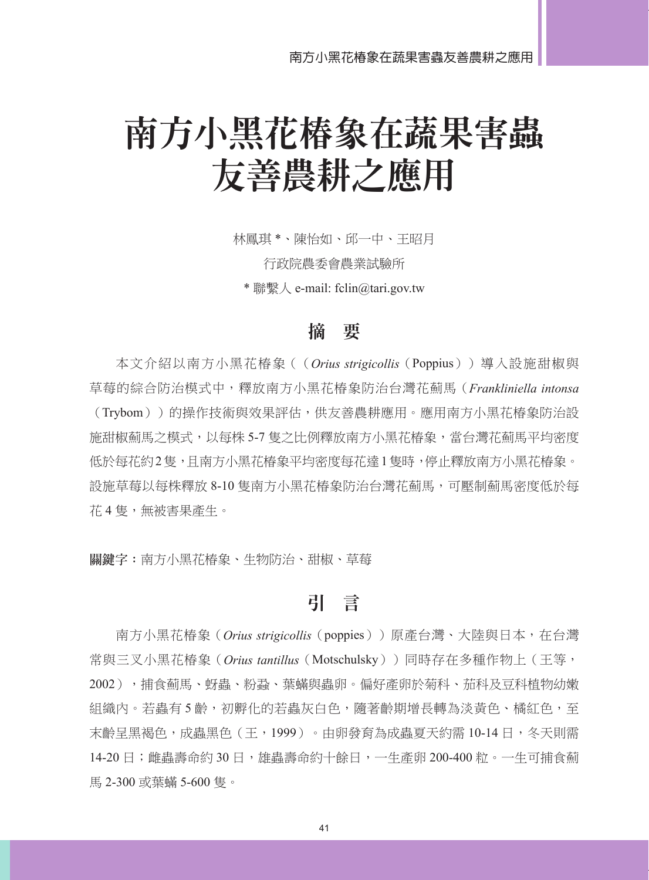# 南方小黑花椿象在蔬果害蟲友善農耕之應用

林鳳琪 *、陳怡如、邱一中、王昭月

行政院農委會農業試驗所

* 聯繫人 e-mail: fclin@tari.gov.tw

## 摘　要

本文介紹以南方小黑花椿象（（*Orius strigicollis*（Poppius））導入設施甜椒與草莓的綜合防治模式中，釋放南方小黑花椿象防治台灣花薊馬（*Frankliniella intonsa*（Trybom））的操作技術與效果評估，供友善農耕應用。應用南方小黑花椿象防治設施甜椒薊馬之模式，以每株 5-7 隻之比例釋放南方小黑花椿象，當台灣花薊馬平均密度低於每花約2隻，且南方小黑花椿象平均密度每花達1隻時，停止釋放南方小黑花椿象。設施草莓以每株釋放 8-10 隻南方小黑花椿象防治台灣花薊馬，可壓制薊馬密度低於每花 4 隻，無被害果產生。

**關鍵字：**南方小黑花椿象、生物防治、甜椒、草莓

## 引　言

南方小黑花椿象（*Orius strigicollis*（poppies））原產台灣、大陸與日本，在台灣常與三叉小黑花椿象（*Orius tantillus*（Motschulsky））同時存在多種作物上（王等，2002），捕食薊馬、蚜蟲、粉蝨、葉蟎與蟲卵。偏好產卵於菊科、茄科及豆科植物幼嫩組織內。若蟲有 5 齡，初孵化的若蟲灰白色，隨著齡期增長轉為淡黃色、橘紅色，至末齡呈黑褐色，成蟲黑色（王，1999）。由卵發育為成蟲夏天約需 10-14 日，冬天則需 14-20 日；雌蟲壽命約 30 日，雄蟲壽命約十餘日，一生產卵 200-400 粒。一生可捕食薊馬 2-300 或葉蟎 5-600 隻。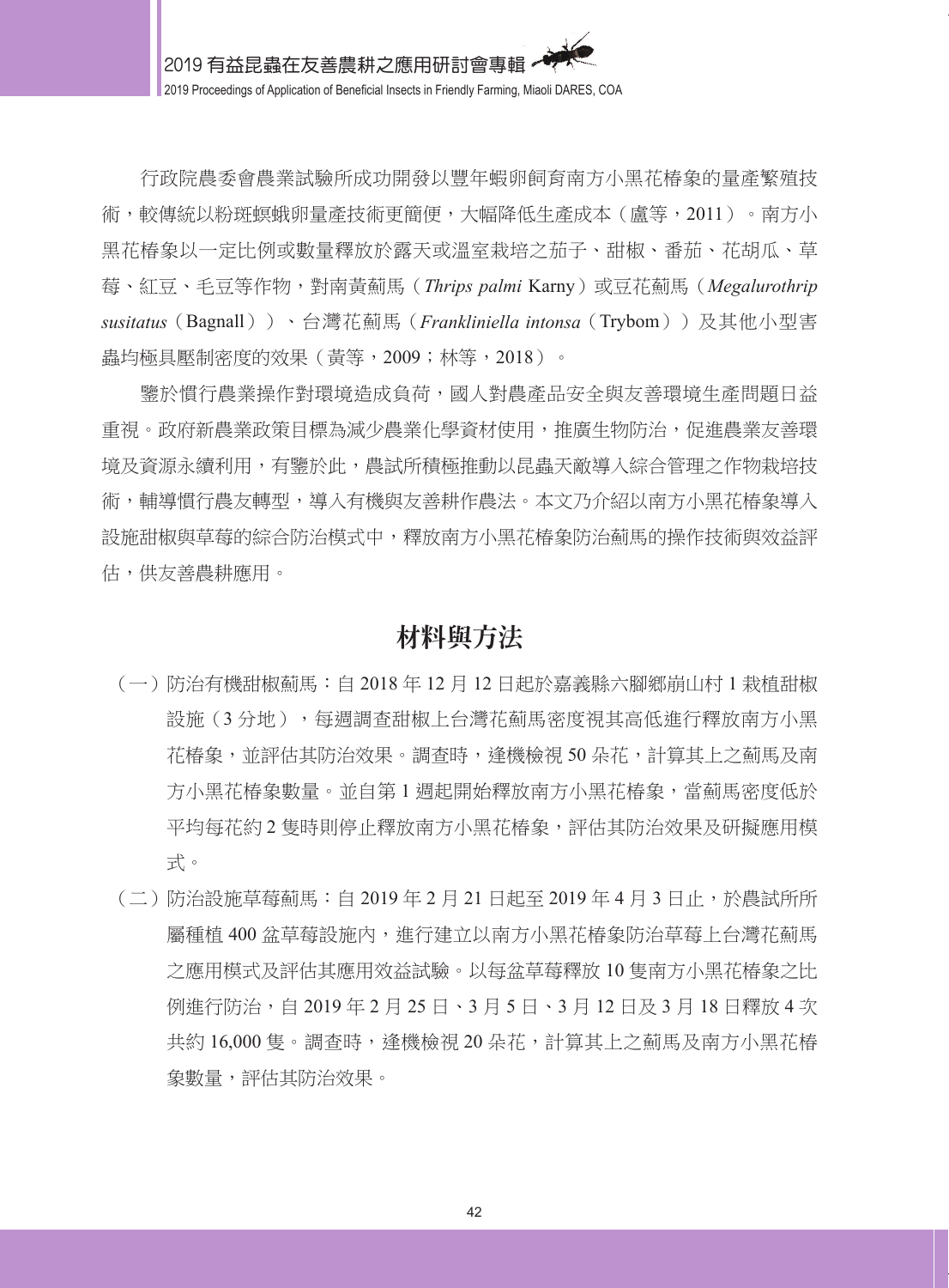行政院農委會農業試驗所成功開發以豐年蝦卵飼育南方小黑花椿象的量產繁殖技術，較傳統以粉斑螟蛾卵量產技術更簡便，大幅降低生產成本（盧等，2011）。南方小黑花椿象以一定比例或數量釋放於露天或溫室栽培之茄子、甜椒、番茄、花胡瓜、草莓、紅豆、毛豆等作物，對南黃薊馬（*Thrips palmi* Karny）或豆花薊馬（*Megalurothrip susitatus*（Bagnall））、台灣花薊馬（*Frankliniella intonsa*（Trybom））及其他小型害蟲均極具壓制密度的效果（黃等，2009；林等，2018）。

鑒於慣行農業操作對環境造成負荷，國人對農產品安全與友善環境生產問題日益重視。政府新農業政策目標為減少農業化學資材使用，推廣生物防治，促進農業友善環境及資源永續利用，有鑒於此，農試所積極推動以昆蟲天敵導入綜合管理之作物栽培技術，輔導慣行農友轉型，導入有機與友善耕作農法。本文乃介紹以南方小黑花椿象導入設施甜椒與草莓的綜合防治模式中，釋放南方小黑花椿象防治薊馬的操作技術與效益評估，供友善農耕應用。

## 材料與方法

（一）防治有機甜椒薊馬：自 2018 年 12 月 12 日起於嘉義縣六腳鄉崩山村 1 栽植甜椒設施（3 分地），每週調查甜椒上台灣花薊馬密度視其高低進行釋放南方小黑花椿象，並評估其防治效果。調查時，逢機檢視 50 朵花，計算其上之薊馬及南方小黑花椿象數量。並自第 1 週起開始釋放南方小黑花椿象，當薊馬密度低於平均每花約 2 隻時則停止釋放南方小黑花椿象，評估其防治效果及研擬應用模式。

（二）防治設施草莓薊馬：自 2019 年 2 月 21 日起至 2019 年 4 月 3 日止，於農試所所屬種植 400 盆草莓設施內，進行建立以南方小黑花椿象防治草莓上台灣花薊馬之應用模式及評估其應用效益試驗。以每盆草莓釋放 10 隻南方小黑花椿象之比例進行防治，自 2019 年 2 月 25 日、3 月 5 日、3 月 12 日及 3 月 18 日釋放 4 次共約 16,000 隻。調查時，逢機檢視 20 朵花，計算其上之薊馬及南方小黑花椿象數量，評估其防治效果。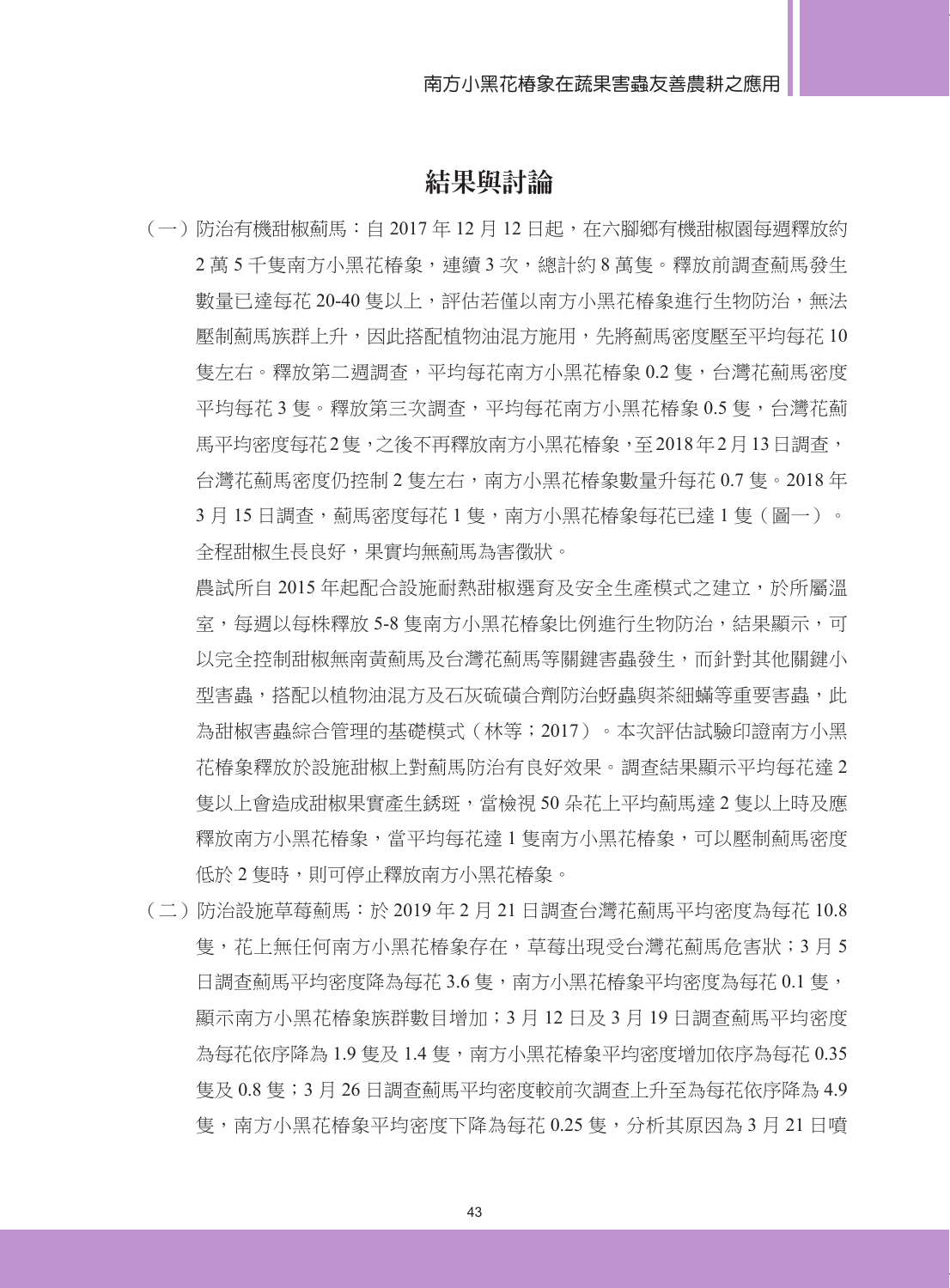## 結果與討論

（一）防治有機甜椒薊馬：自 2017 年 12 月 12 日起，在六腳鄉有機甜椒園每週釋放約 2 萬 5 千隻南方小黑花椿象，連續 3 次，總計約 8 萬隻。釋放前調查薊馬發生數量已達每花 20-40 隻以上，評估若僅以南方小黑花椿象進行生物防治，無法壓制薊馬族群上升，因此搭配植物油混方施用，先將薊馬密度壓至平均每花 10 隻左右。釋放第二週調查，平均每花南方小黑花椿象 0.2 隻，台灣花薊馬密度平均每花 3 隻。釋放第三次調查，平均每花南方小黑花椿象 0.5 隻，台灣花薊馬平均密度每花 2 隻，之後不再釋放南方小黑花椿象，至 2018 年 2 月 13 日調查，台灣花薊馬密度仍控制 2 隻左右，南方小黑花椿象數量升每花 0.7 隻。2018 年 3 月 15 日調查，薊馬密度每花 1 隻，南方小黑花椿象每花已達 1 隻（圖一）。全程甜椒生長良好，果實均無薊馬為害徵狀。

農試所自 2015 年起配合設施耐熱甜椒選育及安全生產模式之建立，於所屬溫室，每週以每株釋放 5-8 隻南方小黑花椿象比例進行生物防治，結果顯示，可以完全控制甜椒無南黃薊馬及台灣花薊馬等關鍵害蟲發生，而針對其他關鍵小型害蟲，搭配以植物油混方及石灰硫磺合劑防治蚜蟲與茶細蟎等重要害蟲，此為甜椒害蟲綜合管理的基礎模式（林等；2017）。本次評估試驗印證南方小黑花椿象釋放於設施甜椒上對薊馬防治有良好效果。調查結果顯示平均每花達 2 隻以上會造成甜椒果實產生銹斑，當檢視 50 朵花上平均薊馬達 2 隻以上時及應釋放南方小黑花椿象，當平均每花達 1 隻南方小黑花椿象，可以壓制薊馬密度低於 2 隻時，則可停止釋放南方小黑花椿象。

（二）防治設施草莓薊馬：於 2019 年 2 月 21 日調查台灣花薊馬平均密度為每花 10.8 隻，花上無任何南方小黑花椿象存在，草莓出現受台灣花薊馬危害狀；3 月 5 日調查薊馬平均密度降為每花 3.6 隻，南方小黑花椿象平均密度為每花 0.1 隻，顯示南方小黑花椿象族群數目增加；3 月 12 日及 3 月 19 日調查薊馬平均密度為每花依序降為 1.9 隻及 1.4 隻，南方小黑花椿象平均密度增加依序為每花 0.35 隻及 0.8 隻；3 月 26 日調查薊馬平均密度較前次調查上升至為每花依序降為 4.9 隻，南方小黑花椿象平均密度下降為每花 0.25 隻，分析其原因為 3 月 21 日噴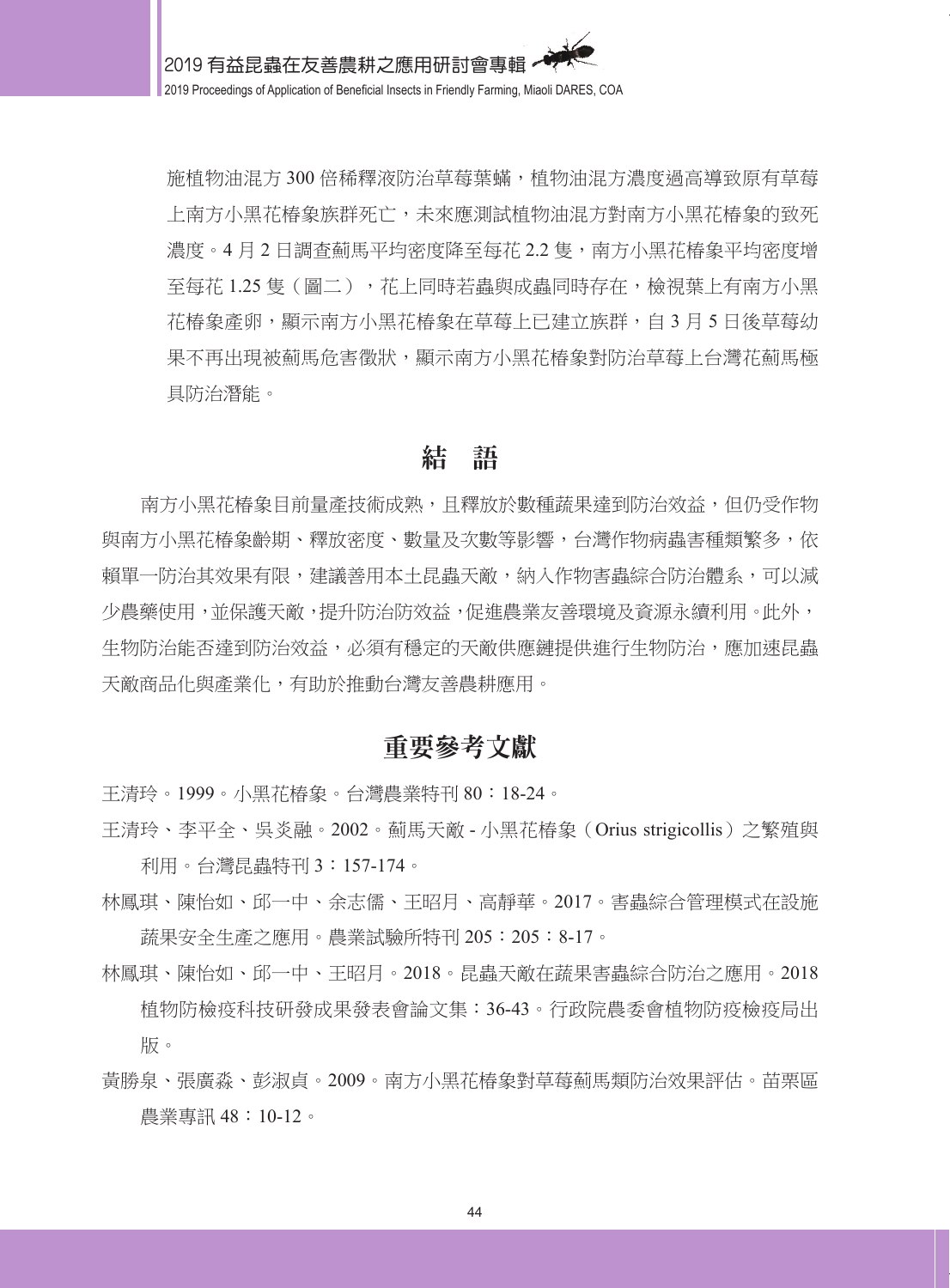施植物油混方 300 倍稀釋液防治草莓葉蟎，植物油混方濃度過高導致原有草莓上南方小黑花椿象族群死亡，未來應測試植物油混方對南方小黑花椿象的致死濃度。4 月 2 日調查薊馬平均密度降至每花 2.2 隻，南方小黑花椿象平均密度增至每花 1.25 隻（圖二），花上同時若蟲與成蟲同時存在，檢視葉上有南方小黑花椿象產卵，顯示南方小黑花椿象在草莓上已建立族群，自 3 月 5 日後草莓幼果不再出現被薊馬危害徵狀，顯示南方小黑花椿象對防治草莓上台灣花薊馬極具防治潛能。

## 結　語

南方小黑花椿象目前量產技術成熟，且釋放於數種蔬果達到防治效益，但仍受作物與南方小黑花椿象齡期、釋放密度、數量及次數等影響，台灣作物病蟲害種類繁多，依賴單一防治其效果有限，建議善用本土昆蟲天敵，納入作物害蟲綜合防治體系，可以減少農藥使用，並保護天敵，提升防治防效益，促進農業友善環境及資源永續利用。此外，生物防治能否達到防治效益，必須有穩定的天敵供應鏈提供進行生物防治，應加速昆蟲天敵商品化與產業化，有助於推動台灣友善農耕應用。

## 重要參考文獻

王清玲。1999。小黑花椿象。台灣農業特刊 80：18-24。

王清玲、李平全、吳炎融。2002。薊馬天敵 - 小黑花椿象（Orius strigicollis）之繁殖與利用。台灣昆蟲特刊 3：157-174。

林鳳琪、陳怡如、邱一中、余志儒、王昭月、高靜華。2017。害蟲綜合管理模式在設施蔬果安全生產之應用。農業試驗所特刊 205：205：8-17。

林鳳琪、陳怡如、邱一中、王昭月。2018。昆蟲天敵在蔬果害蟲綜合防治之應用。2018 植物防檢疫科技研發成果發表會論文集：36-43。行政院農委會植物防疫檢疫局出版。

黃勝泉、張廣淼、彭淑貞。2009。南方小黑花椿象對草莓薊馬類防治效果評估。苗栗區農業專訊 48：10-12。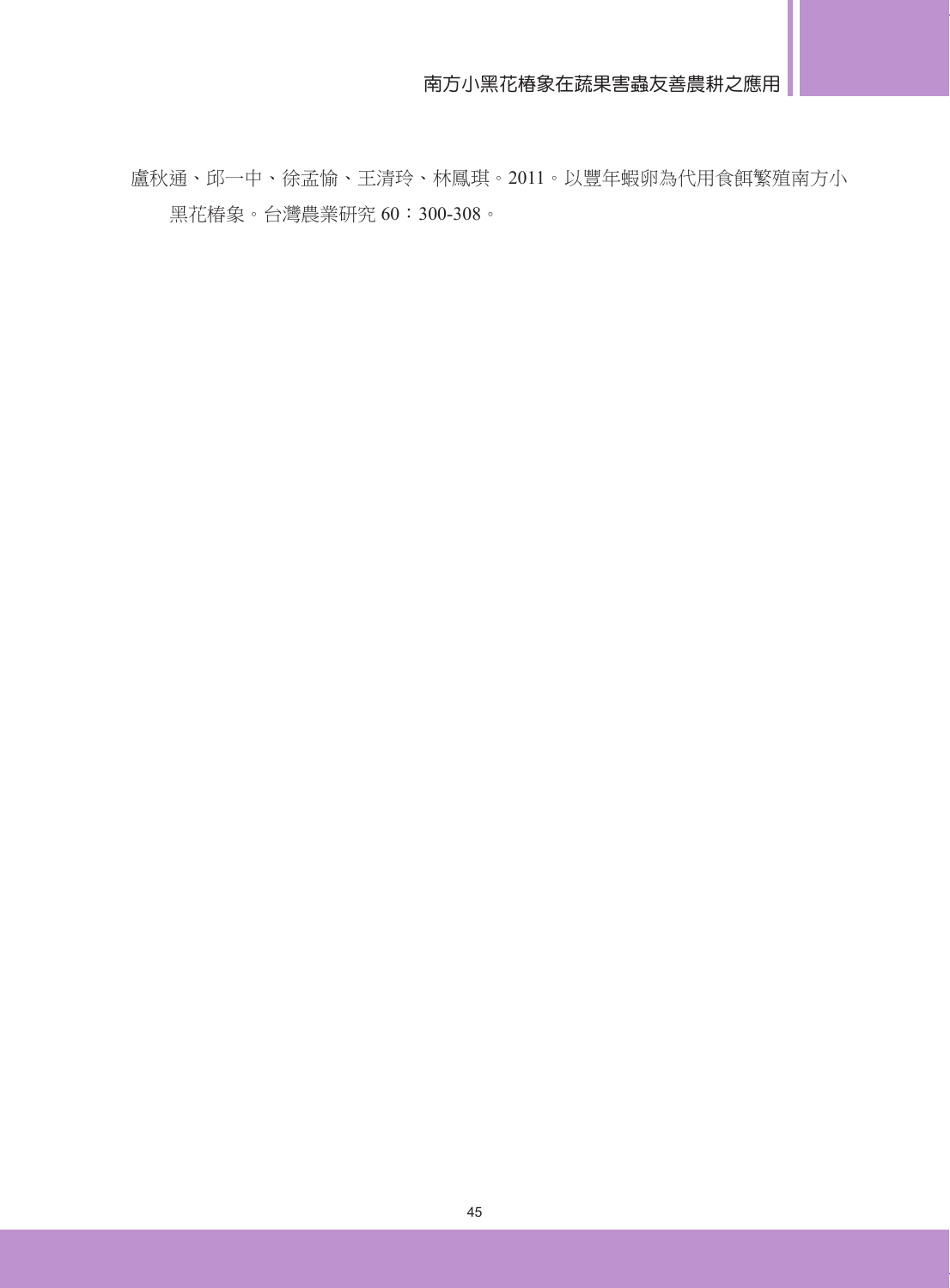盧秋通、邱一中、徐孟愉、王清玲、林鳳琪。2011。以豐年蝦卵為代用食餌繁殖南方小黑花椿象。台灣農業研究 60：300-308。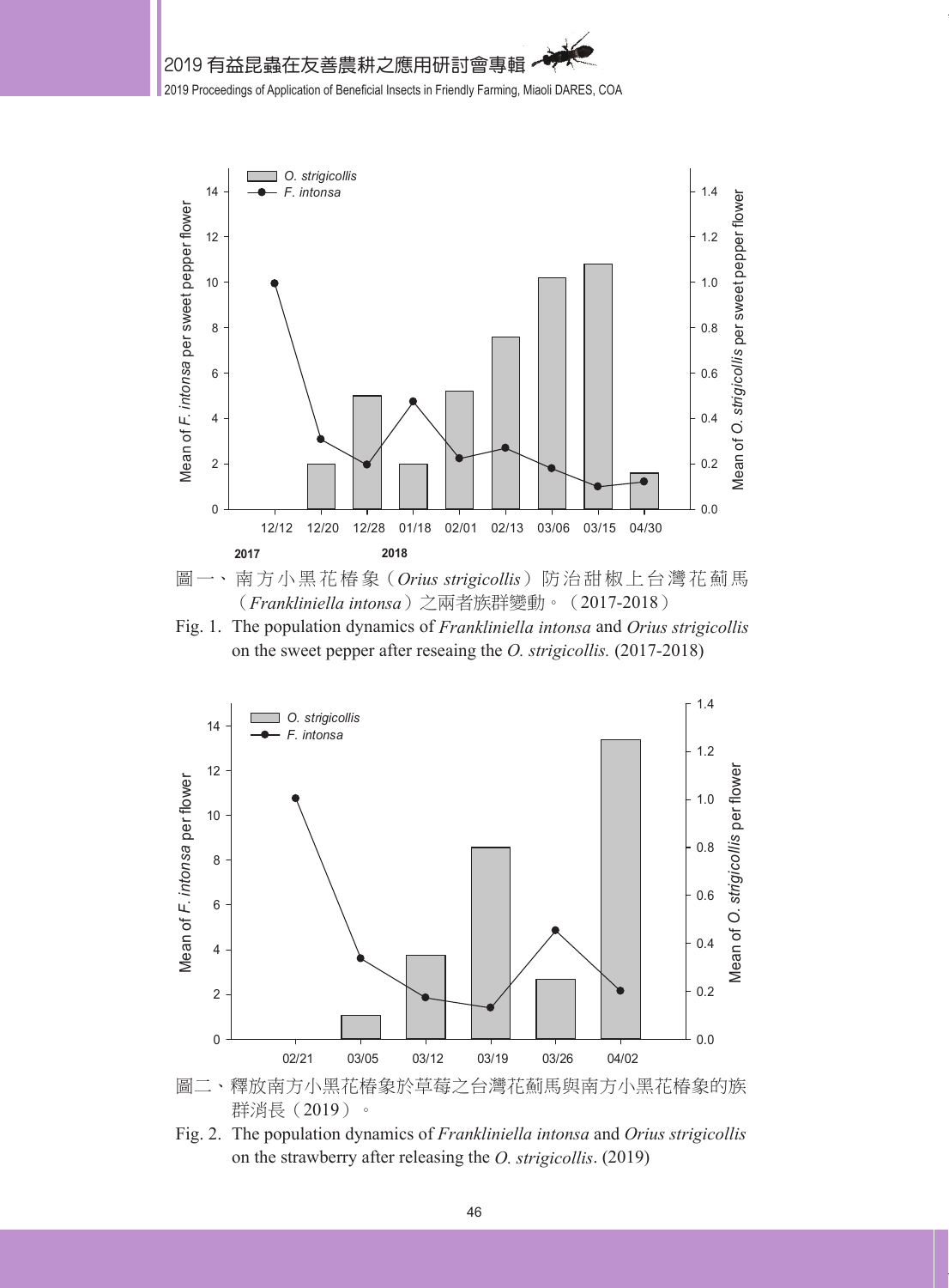圖一、南方小黑花椿象（*Orius strigicollis*）防治甜椒上台灣花薊馬（*Frankliniella intonsa*）之兩者族群變動。（2017-2018）

Fig. 1. The population dynamics of *Frankliniella intonsa* and *Orius strigicollis* on the sweet pepper after reseaing the *O. strigicollis.* (2017-2018)

圖二、釋放南方小黑花椿象於草莓之台灣花薊馬與南方小黑花椿象的族群消長（2019）。

Fig. 2. The population dynamics of *Frankliniella intonsa* and *Orius strigicollis* on the strawberry after releasing the *O. strigicollis*. (2019)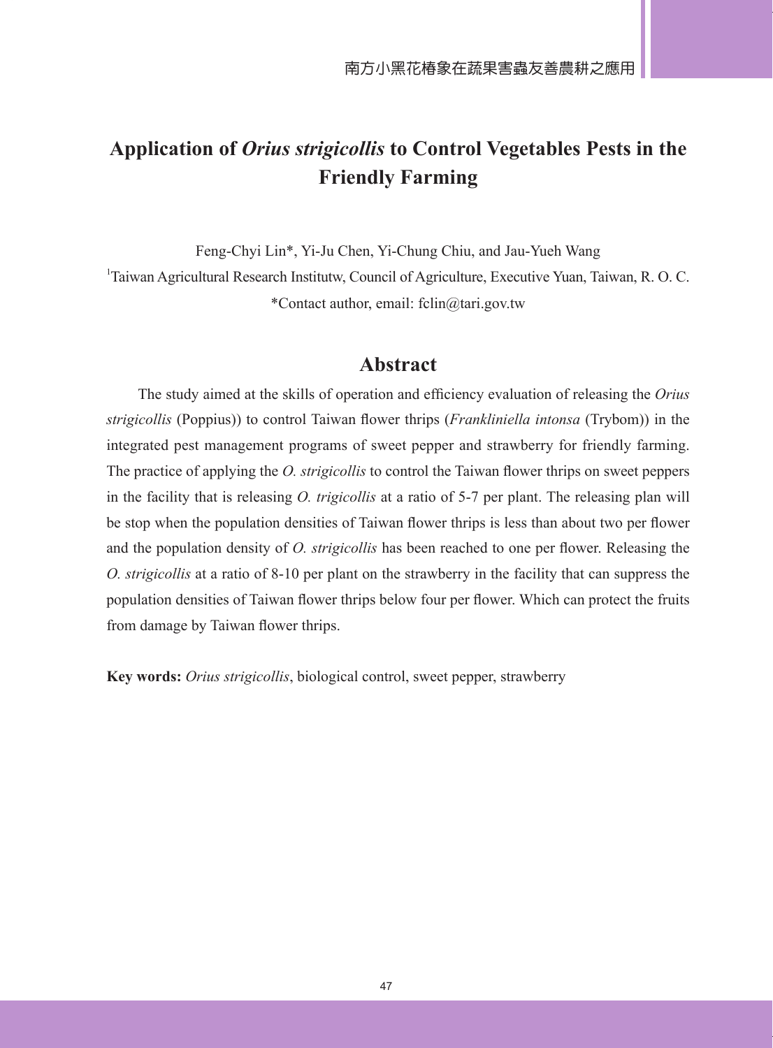# Application of *Orius strigicollis* to Control Vegetables Pests in the Friendly Farming

Feng-Chyi Lin*, Yi-Ju Chen, Yi-Chung Chiu, and Jau-Yueh Wang

[1]Taiwan Agricultural Research Institutw, Council of Agriculture, Executive Yuan, Taiwan, R. O. C.

*Contact author, email: fclin@tari.gov.tw

## Abstract

The study aimed at the skills of operation and efficiency evaluation of releasing the *Orius strigicollis* (Poppius)) to control Taiwan flower thrips (*Frankliniella intonsa* (Trybom)) in the integrated pest management programs of sweet pepper and strawberry for friendly farming. The practice of applying the *O. strigicollis* to control the Taiwan flower thrips on sweet peppers in the facility that is releasing *O. trigicollis* at a ratio of 5-7 per plant. The releasing plan will be stop when the population densities of Taiwan flower thrips is less than about two per flower and the population density of *O. strigicollis* has been reached to one per flower. Releasing the *O. strigicollis* at a ratio of 8-10 per plant on the strawberry in the facility that can suppress the population densities of Taiwan flower thrips below four per flower. Which can protect the fruits from damage by Taiwan flower thrips.

**Key words:** *Orius strigicollis*, biological control, sweet pepper, strawberry